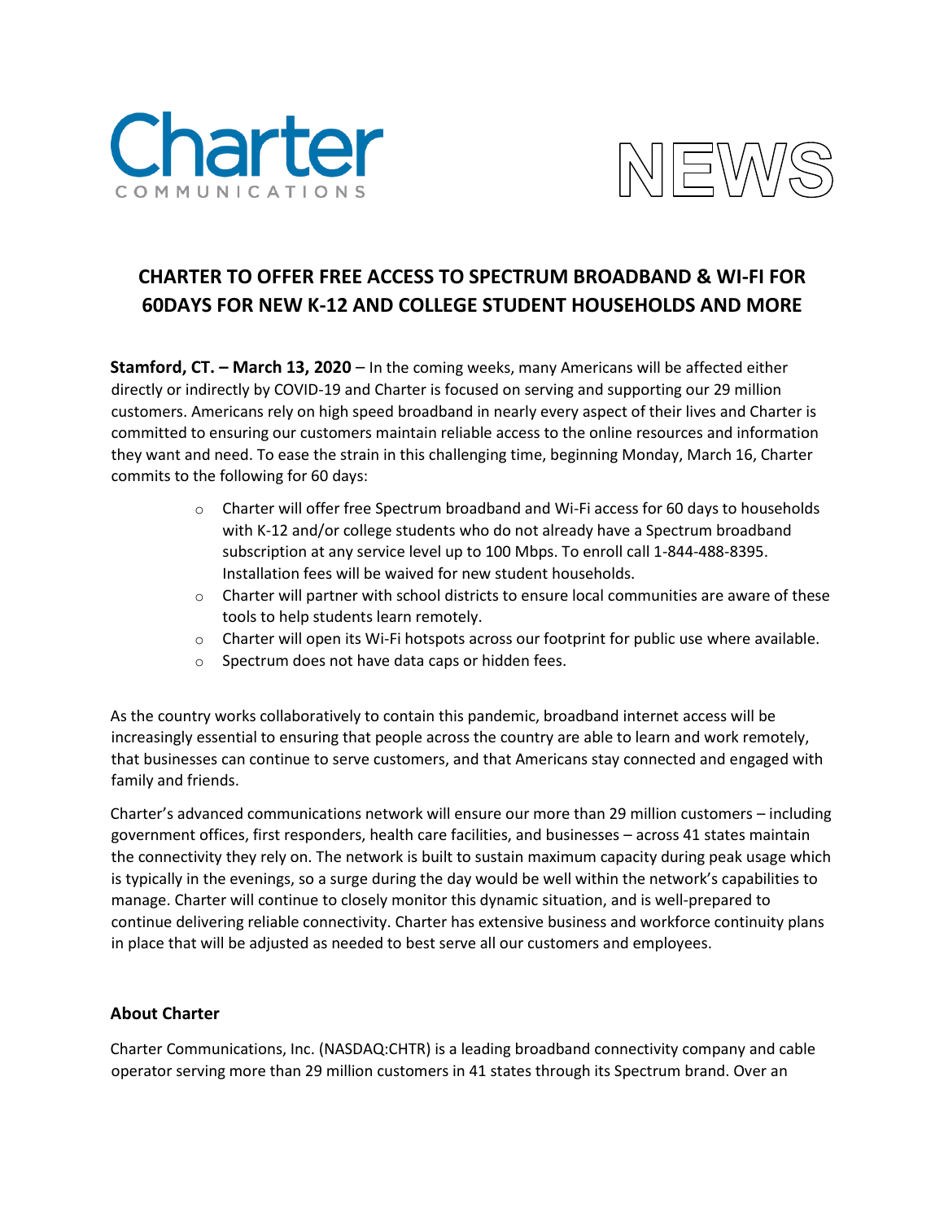Charter
COMMUNICATIONS

NEWS

# CHARTER TO OFFER FREE ACCESS TO SPECTRUM BROADBAND & WI-FI FOR 60DAYS FOR NEW K-12 AND COLLEGE STUDENT HOUSEHOLDS AND MORE

**Stamford, CT. – March 13, 2020** – In the coming weeks, many Americans will be affected either directly or indirectly by COVID-19 and Charter is focused on serving and supporting our 29 million customers. Americans rely on high speed broadband in nearly every aspect of their lives and Charter is committed to ensuring our customers maintain reliable access to the online resources and information they want and need. To ease the strain in this challenging time, beginning Monday, March 16, Charter commits to the following for 60 days:

- Charter will offer free Spectrum broadband and Wi-Fi access for 60 days to households with K-12 and/or college students who do not already have a Spectrum broadband subscription at any service level up to 100 Mbps. To enroll call 1-844-488-8395. Installation fees will be waived for new student households.
- Charter will partner with school districts to ensure local communities are aware of these tools to help students learn remotely.
- Charter will open its Wi-Fi hotspots across our footprint for public use where available.
- Spectrum does not have data caps or hidden fees.

As the country works collaboratively to contain this pandemic, broadband internet access will be increasingly essential to ensuring that people across the country are able to learn and work remotely, that businesses can continue to serve customers, and that Americans stay connected and engaged with family and friends.

Charter's advanced communications network will ensure our more than 29 million customers – including government offices, first responders, health care facilities, and businesses – across 41 states maintain the connectivity they rely on. The network is built to sustain maximum capacity during peak usage which is typically in the evenings, so a surge during the day would be well within the network's capabilities to manage. Charter will continue to closely monitor this dynamic situation, and is well-prepared to continue delivering reliable connectivity. Charter has extensive business and workforce continuity plans in place that will be adjusted as needed to best serve all our customers and employees.

## About Charter

Charter Communications, Inc. (NASDAQ:CHTR) is a leading broadband connectivity company and cable operator serving more than 29 million customers in 41 states through its Spectrum brand. Over an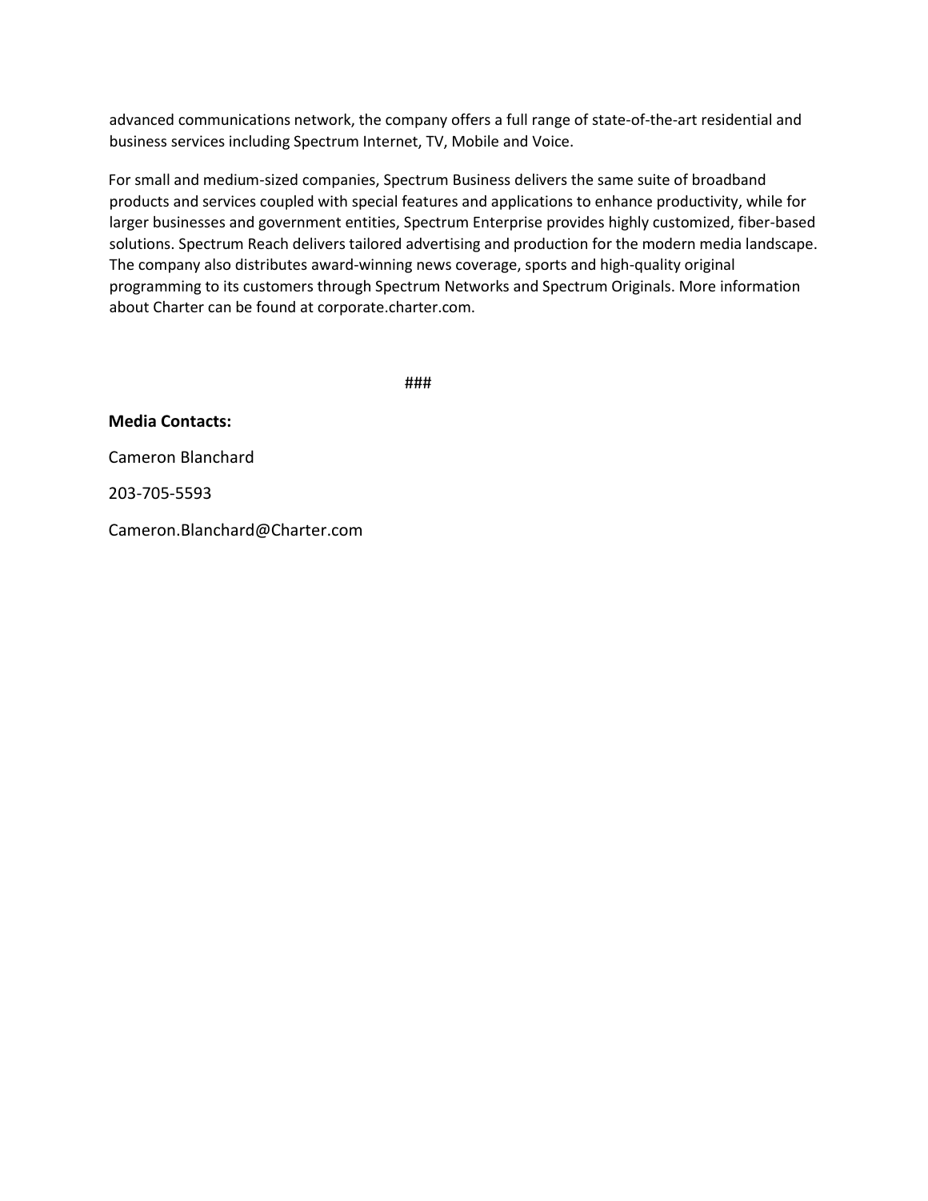advanced communications network, the company offers a full range of state-of-the-art residential and business services including Spectrum Internet, TV, Mobile and Voice.

For small and medium-sized companies, Spectrum Business delivers the same suite of broadband products and services coupled with special features and applications to enhance productivity, while for larger businesses and government entities, Spectrum Enterprise provides highly customized, fiber-based solutions. Spectrum Reach delivers tailored advertising and production for the modern media landscape. The company also distributes award-winning news coverage, sports and high-quality original programming to its customers through Spectrum Networks and Spectrum Originals. More information about Charter can be found at corporate.charter.com.

###

**Media Contacts:**

Cameron Blanchard

203-705-5593

Cameron.Blanchard@Charter.com